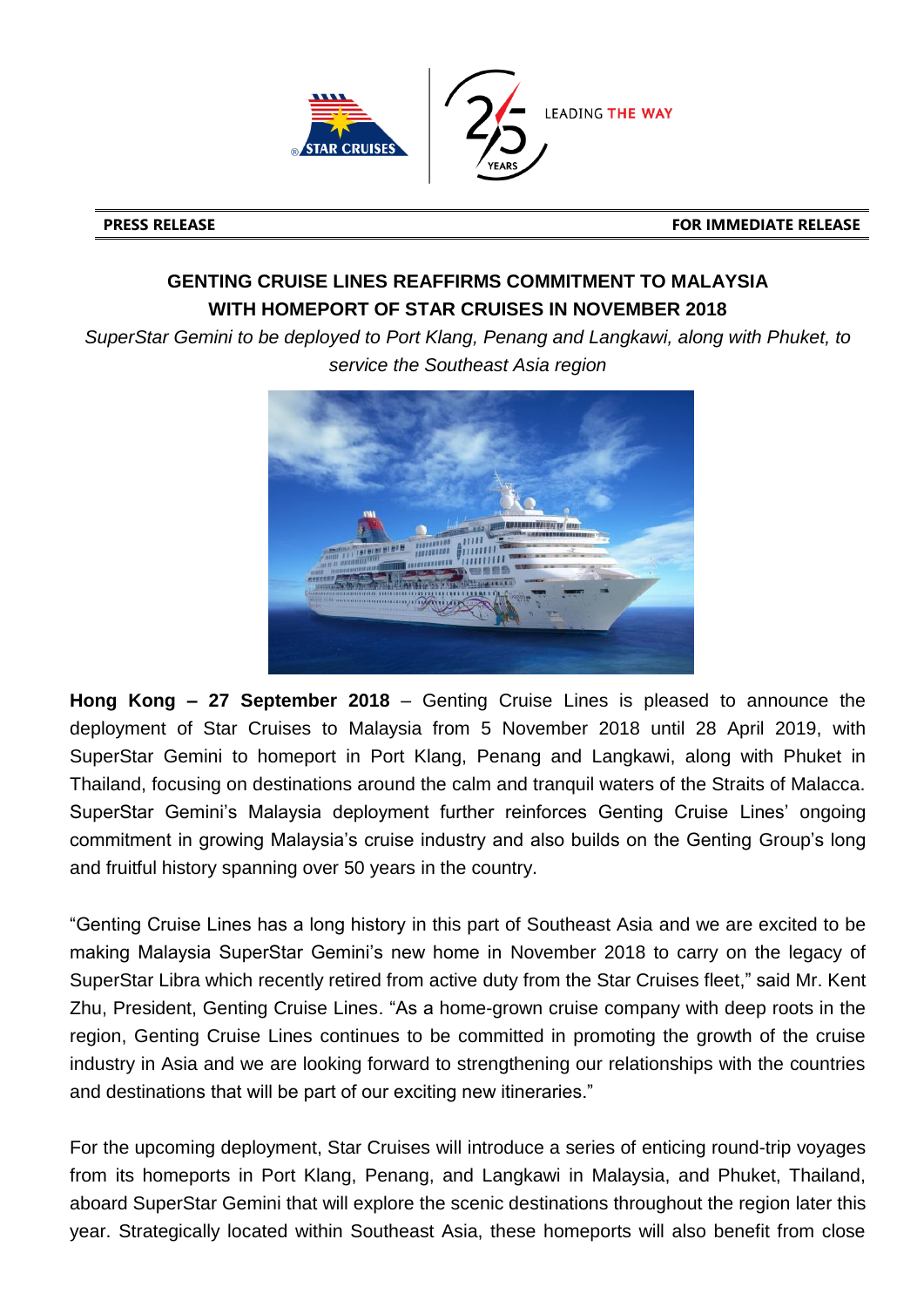**PRESS RELEASE** **FOR IMMEDIATE RELEASE**

# GENTING CRUISE LINES REAFFIRMS COMMITMENT TO MALAYSIA WITH HOMEPORT OF STAR CRUISES IN NOVEMBER 2018

*SuperStar Gemini to be deployed to Port Klang, Penang and Langkawi, along with Phuket, to service the Southeast Asia region*

**Hong Kong – 27 September 2018** – Genting Cruise Lines is pleased to announce the deployment of Star Cruises to Malaysia from 5 November 2018 until 28 April 2019, with SuperStar Gemini to homeport in Port Klang, Penang and Langkawi, along with Phuket in Thailand, focusing on destinations around the calm and tranquil waters of the Straits of Malacca. SuperStar Gemini's Malaysia deployment further reinforces Genting Cruise Lines' ongoing commitment in growing Malaysia's cruise industry and also builds on the Genting Group's long and fruitful history spanning over 50 years in the country.

"Genting Cruise Lines has a long history in this part of Southeast Asia and we are excited to be making Malaysia SuperStar Gemini's new home in November 2018 to carry on the legacy of SuperStar Libra which recently retired from active duty from the Star Cruises fleet," said Mr. Kent Zhu, President, Genting Cruise Lines. "As a home-grown cruise company with deep roots in the region, Genting Cruise Lines continues to be committed in promoting the growth of the cruise industry in Asia and we are looking forward to strengthening our relationships with the countries and destinations that will be part of our exciting new itineraries."

For the upcoming deployment, Star Cruises will introduce a series of enticing round-trip voyages from its homeports in Port Klang, Penang, and Langkawi in Malaysia, and Phuket, Thailand, aboard SuperStar Gemini that will explore the scenic destinations throughout the region later this year. Strategically located within Southeast Asia, these homeports will also benefit from close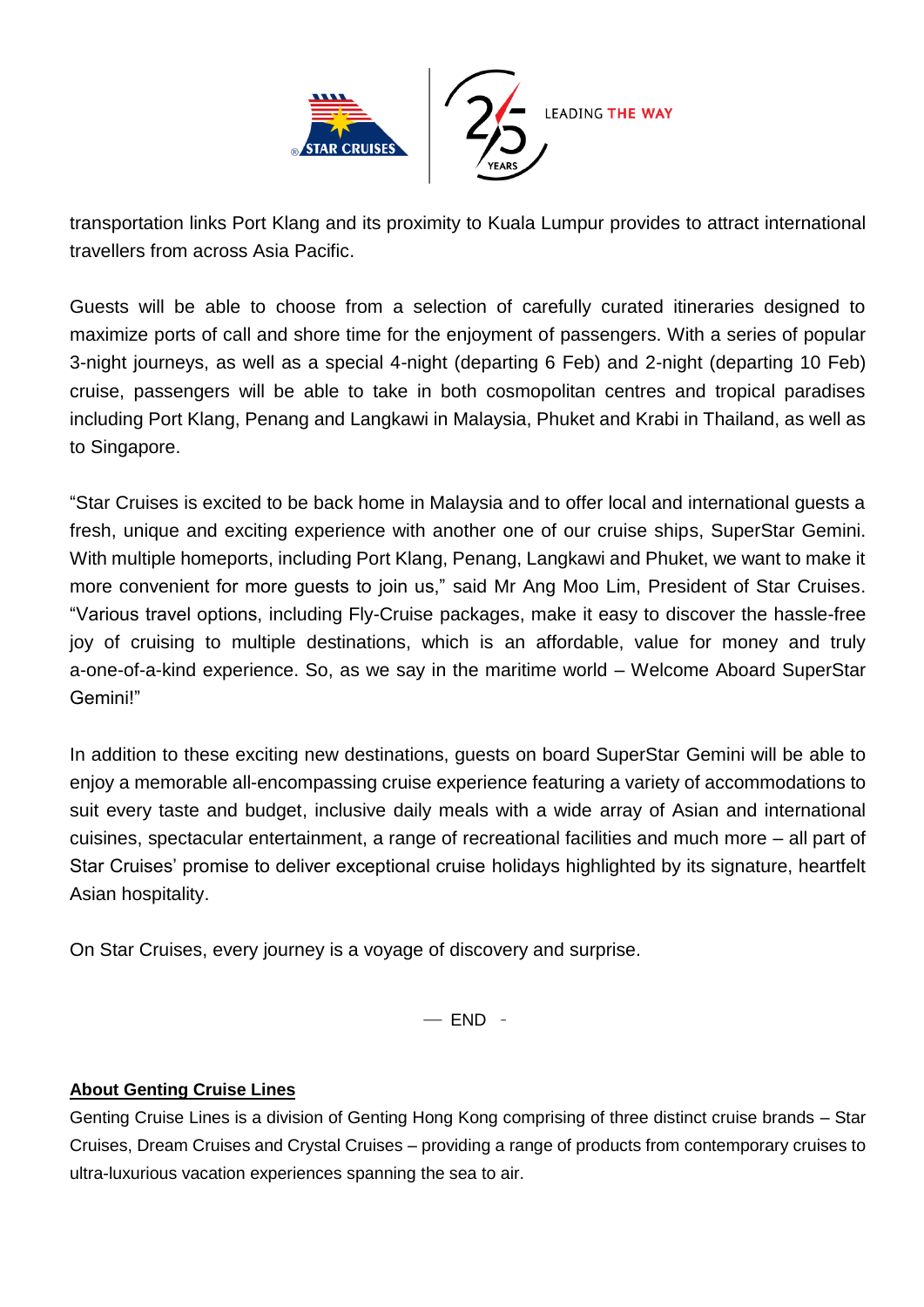transportation links Port Klang and its proximity to Kuala Lumpur provides to attract international travellers from across Asia Pacific.

Guests will be able to choose from a selection of carefully curated itineraries designed to maximize ports of call and shore time for the enjoyment of passengers. With a series of popular 3-night journeys, as well as a special 4-night (departing 6 Feb) and 2-night (departing 10 Feb) cruise, passengers will be able to take in both cosmopolitan centres and tropical paradises including Port Klang, Penang and Langkawi in Malaysia, Phuket and Krabi in Thailand, as well as to Singapore.

"Star Cruises is excited to be back home in Malaysia and to offer local and international guests a fresh, unique and exciting experience with another one of our cruise ships, SuperStar Gemini. With multiple homeports, including Port Klang, Penang, Langkawi and Phuket, we want to make it more convenient for more guests to join us," said Mr Ang Moo Lim, President of Star Cruises. "Various travel options, including Fly-Cruise packages, make it easy to discover the hassle-free joy of cruising to multiple destinations, which is an affordable, value for money and truly a-one-of-a-kind experience. So, as we say in the maritime world – Welcome Aboard SuperStar Gemini!"

In addition to these exciting new destinations, guests on board SuperStar Gemini will be able to enjoy a memorable all-encompassing cruise experience featuring a variety of accommodations to suit every taste and budget, inclusive daily meals with a wide array of Asian and international cuisines, spectacular entertainment, a range of recreational facilities and much more – all part of Star Cruises' promise to deliver exceptional cruise holidays highlighted by its signature, heartfelt Asian hospitality.

On Star Cruises, every journey is a voyage of discovery and surprise.

— END -

**About Genting Cruise Lines**

Genting Cruise Lines is a division of Genting Hong Kong comprising of three distinct cruise brands – Star Cruises, Dream Cruises and Crystal Cruises – providing a range of products from contemporary cruises to ultra-luxurious vacation experiences spanning the sea to air.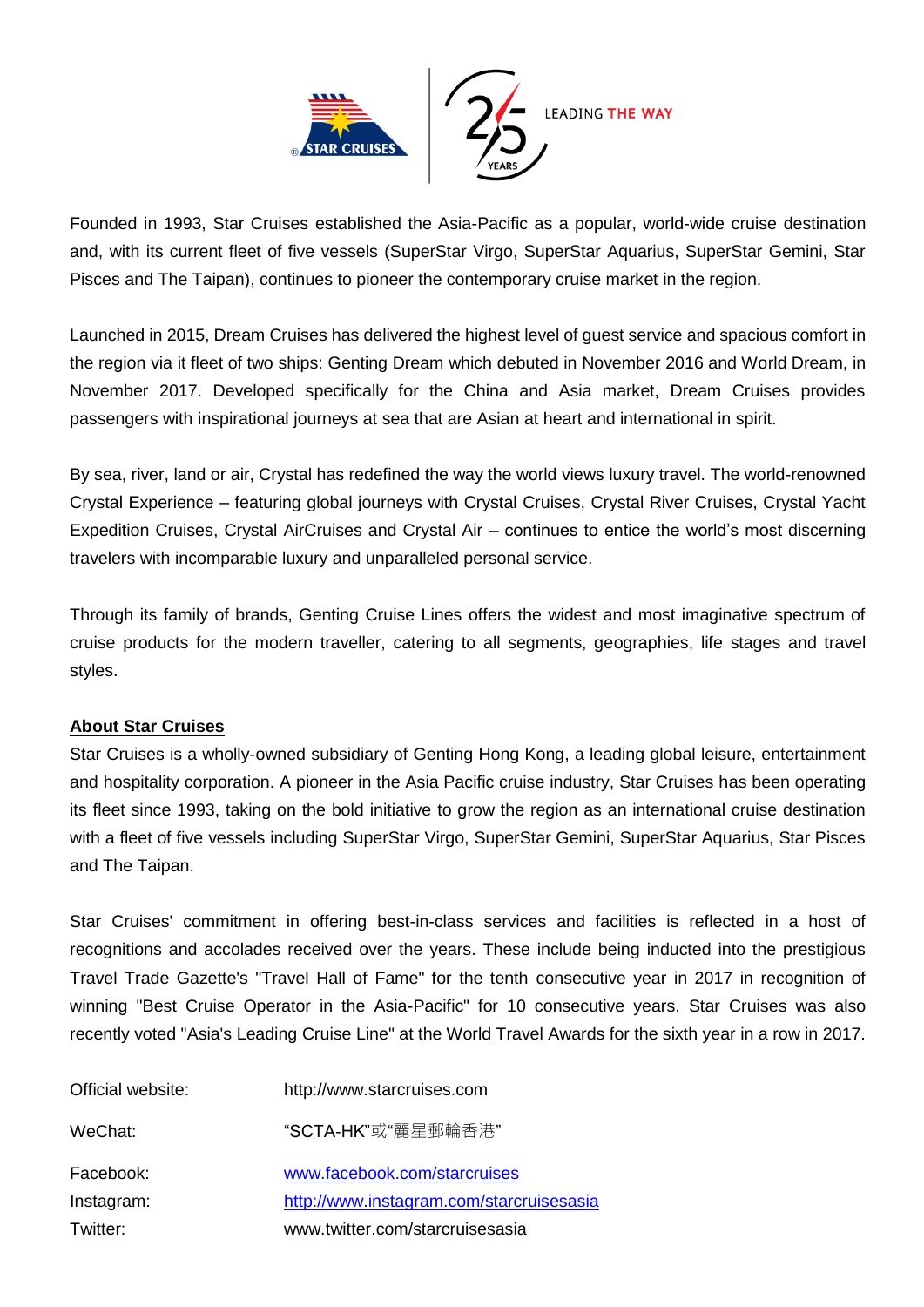Founded in 1993, Star Cruises established the Asia-Pacific as a popular, world-wide cruise destination and, with its current fleet of five vessels (SuperStar Virgo, SuperStar Aquarius, SuperStar Gemini, Star Pisces and The Taipan), continues to pioneer the contemporary cruise market in the region.

Launched in 2015, Dream Cruises has delivered the highest level of guest service and spacious comfort in the region via it fleet of two ships: Genting Dream which debuted in November 2016 and World Dream, in November 2017. Developed specifically for the China and Asia market, Dream Cruises provides passengers with inspirational journeys at sea that are Asian at heart and international in spirit.

By sea, river, land or air, Crystal has redefined the way the world views luxury travel. The world-renowned Crystal Experience – featuring global journeys with Crystal Cruises, Crystal River Cruises, Crystal Yacht Expedition Cruises, Crystal AirCruises and Crystal Air – continues to entice the world's most discerning travelers with incomparable luxury and unparalleled personal service.

Through its family of brands, Genting Cruise Lines offers the widest and most imaginative spectrum of cruise products for the modern traveller, catering to all segments, geographies, life stages and travel styles.

**About Star Cruises**

Star Cruises is a wholly-owned subsidiary of Genting Hong Kong, a leading global leisure, entertainment and hospitality corporation. A pioneer in the Asia Pacific cruise industry, Star Cruises has been operating its fleet since 1993, taking on the bold initiative to grow the region as an international cruise destination with a fleet of five vessels including SuperStar Virgo, SuperStar Gemini, SuperStar Aquarius, Star Pisces and The Taipan.

Star Cruises' commitment in offering best-in-class services and facilities is reflected in a host of recognitions and accolades received over the years. These include being inducted into the prestigious Travel Trade Gazette's "Travel Hall of Fame" for the tenth consecutive year in 2017 in recognition of winning "Best Cruise Operator in the Asia-Pacific" for 10 consecutive years. Star Cruises was also recently voted "Asia's Leading Cruise Line" at the World Travel Awards for the sixth year in a row in 2017.

Official website: http://www.starcruises.com

WeChat: "SCTA-HK"或"麗星郵輪香港"

Facebook: www.facebook.com/starcruises

Instagram: http://www.instagram.com/starcruisesasia

Twitter: www.twitter.com/starcruisesasia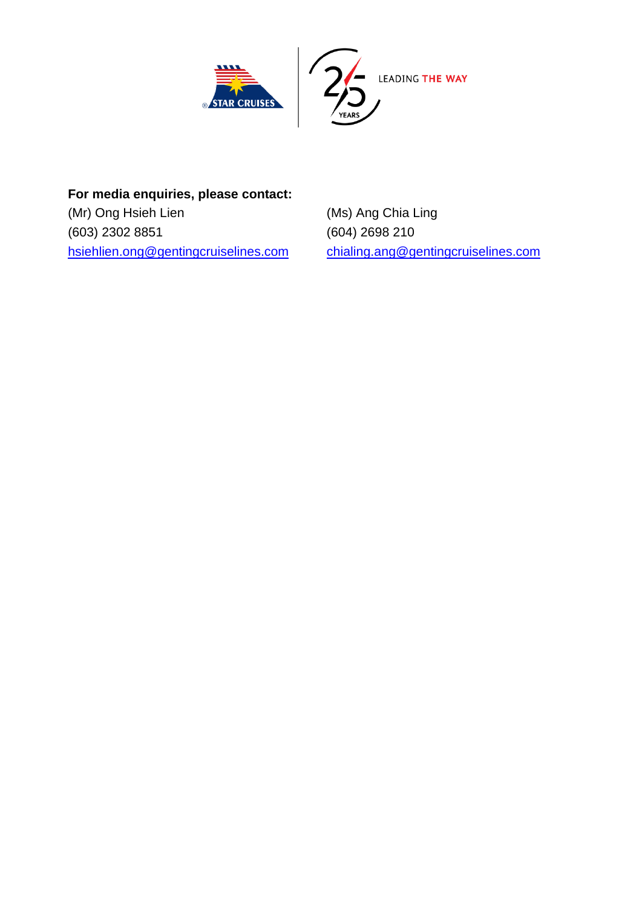**For media enquiries, please contact:**

(Mr) Ong Hsieh Lien
(603) 2302 8851
hsiehlien.ong@gentingcruiselines.com

(Ms) Ang Chia Ling
(604) 2698 210
chialing.ang@gentingcruiselines.com